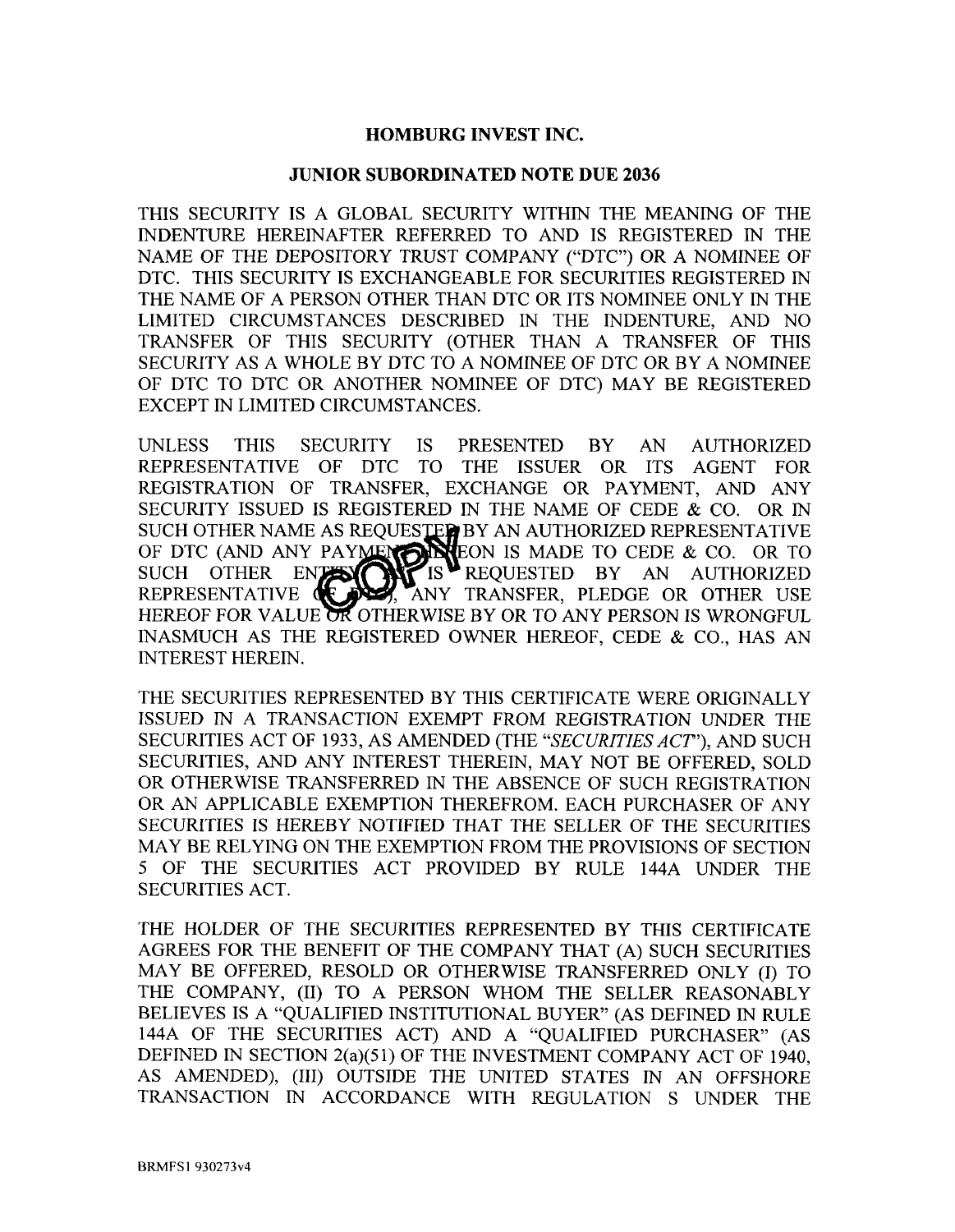# HOMBURG INVEST INC.

## JUNIOR SUBORDINATED NOTE DUE 2036

THIS SECURITY IS A GLOBAL SECURITY WITHIN THE MEANING OF THE INDENTURE HEREINAFTER REFERRED TO AND IS REGISTERED IN THE NAME OF THE DEPOSITORY TRUST COMPANY ("DTC") OR A NOMINEE OF DTC. THIS SECURITY IS EXCHANGEABLE FOR SECURITIES REGISTERED IN THE NAME OF A PERSON OTHER THAN DTC OR ITS NOMINEE ONLY IN THE LIMITED CIRCUMSTANCES DESCRIBED IN THE INDENTURE, AND NO TRANSFER OF THIS SECURITY (OTHER THAN A TRANSFER OF THIS SECURITY AS A WHOLE BY DTC TO A NOMINEE OF DTC OR BY A NOMINEE OF DTC TO DTC OR ANOTHER NOMINEE OF DTC) MAY BE REGISTERED EXCEPT IN LIMITED CIRCUMSTANCES.

UNLESS THIS SECURITY IS PRESENTED BY AN AUTHORIZED REPRESENTATIVE OF DTC TO THE ISSUER OR ITS AGENT FOR REGISTRATION OF TRANSFER, EXCHANGE OR PAYMENT, AND ANY SECURITY ISSUED IS REGISTERED IN THE NAME OF CEDE & CO. OR IN SUCH OTHER NAME AS REQUESTED BY AN AUTHORIZED REPRESENTATIVE OF DTC (AND ANY PAYMENT HEREON IS MADE TO CEDE & CO. OR TO SUCH OTHER ENTITY AS IS REQUESTED BY AN AUTHORIZED REPRESENTATIVE OF DTC), ANY TRANSFER, PLEDGE OR OTHER USE HEREOF FOR VALUE OR OTHERWISE BY OR TO ANY PERSON IS WRONGFUL INASMUCH AS THE REGISTERED OWNER HEREOF, CEDE & CO., HAS AN INTEREST HEREIN.

THE SECURITIES REPRESENTED BY THIS CERTIFICATE WERE ORIGINALLY ISSUED IN A TRANSACTION EXEMPT FROM REGISTRATION UNDER THE SECURITIES ACT OF 1933, AS AMENDED (THE "*SECURITIES ACT*"), AND SUCH SECURITIES, AND ANY INTEREST THEREIN, MAY NOT BE OFFERED, SOLD OR OTHERWISE TRANSFERRED IN THE ABSENCE OF SUCH REGISTRATION OR AN APPLICABLE EXEMPTION THEREFROM. EACH PURCHASER OF ANY SECURITIES IS HEREBY NOTIFIED THAT THE SELLER OF THE SECURITIES MAY BE RELYING ON THE EXEMPTION FROM THE PROVISIONS OF SECTION 5 OF THE SECURITIES ACT PROVIDED BY RULE 144A UNDER THE SECURITIES ACT.

THE HOLDER OF THE SECURITIES REPRESENTED BY THIS CERTIFICATE AGREES FOR THE BENEFIT OF THE COMPANY THAT (A) SUCH SECURITIES MAY BE OFFERED, RESOLD OR OTHERWISE TRANSFERRED ONLY (I) TO THE COMPANY, (II) TO A PERSON WHOM THE SELLER REASONABLY BELIEVES IS A "QUALIFIED INSTITUTIONAL BUYER" (AS DEFINED IN RULE 144A OF THE SECURITIES ACT) AND A "QUALIFIED PURCHASER" (AS DEFINED IN SECTION 2(a)(51) OF THE INVESTMENT COMPANY ACT OF 1940, AS AMENDED), (III) OUTSIDE THE UNITED STATES IN AN OFFSHORE TRANSACTION IN ACCORDANCE WITH REGULATION S UNDER THE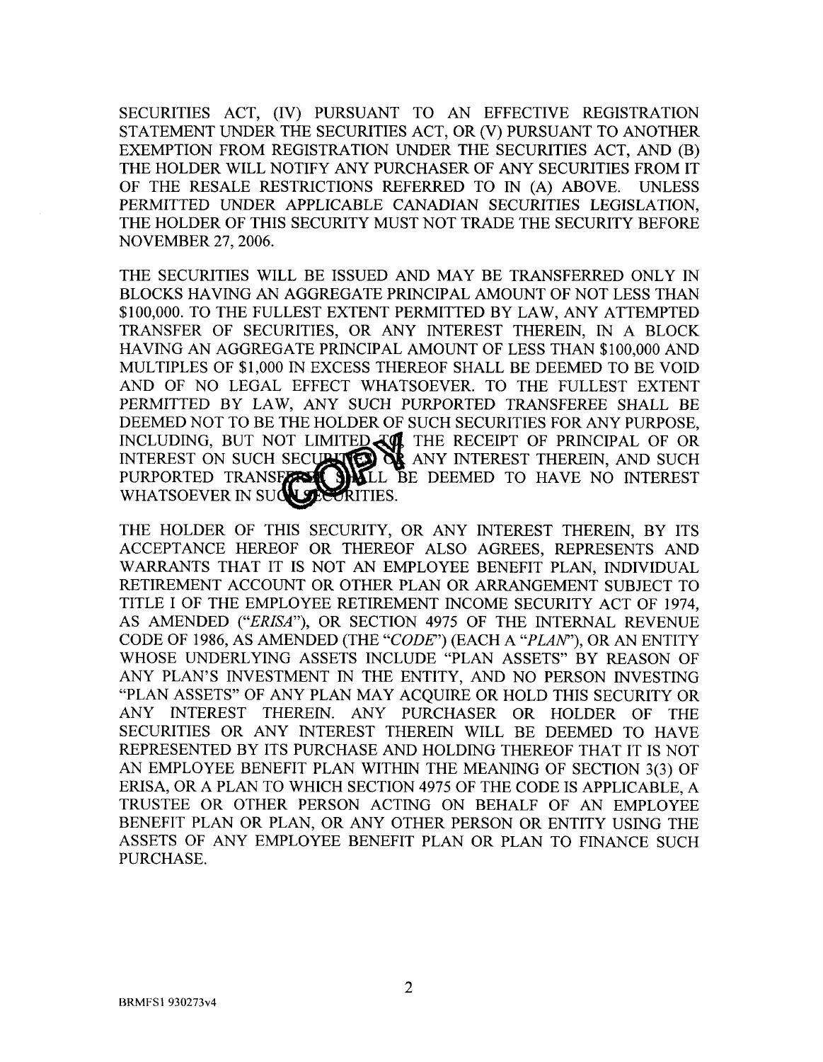SECURITIES ACT, (IV) PURSUANT TO AN EFFECTIVE REGISTRATION STATEMENT UNDER THE SECURITIES ACT, OR (V) PURSUANT TO ANOTHER EXEMPTION FROM REGISTRATION UNDER THE SECURITIES ACT, AND (B) THE HOLDER WILL NOTIFY ANY PURCHASER OF ANY SECURITIES FROM IT OF THE RESALE RESTRICTIONS REFERRED TO IN (A) ABOVE. UNLESS PERMITTED UNDER APPLICABLE CANADIAN SECURITIES LEGISLATION, THE HOLDER OF THIS SECURITY MUST NOT TRADE THE SECURITY BEFORE NOVEMBER 27, 2006.

THE SECURITIES WILL BE ISSUED AND MAY BE TRANSFERRED ONLY IN BLOCKS HAVING AN AGGREGATE PRINCIPAL AMOUNT OF NOT LESS THAN $100,000. TO THE FULLEST EXTENT PERMITTED BY LAW, ANY ATTEMPTED TRANSFER OF SECURITIES, OR ANY INTEREST THEREIN, IN A BLOCK HAVING AN AGGREGATE PRINCIPAL AMOUNT OF LESS THAN $100,000 AND MULTIPLES OF $1,000 IN EXCESS THEREOF SHALL BE DEEMED TO BE VOID AND OF NO LEGAL EFFECT WHATSOEVER. TO THE FULLEST EXTENT PERMITTED BY LAW, ANY SUCH PURPORTED TRANSFEREE SHALL BE DEEMED NOT TO BE THE HOLDER OF SUCH SECURITIES FOR ANY PURPOSE, INCLUDING, BUT NOT LIMITED TO, THE RECEIPT OF PRINCIPAL OF OR INTEREST ON SUCH SECURITIES OR ANY INTEREST THEREIN, AND SUCH PURPORTED TRANSFEREE SHALL BE DEEMED TO HAVE NO INTEREST WHATSOEVER IN SUCH SECURITIES.

THE HOLDER OF THIS SECURITY, OR ANY INTEREST THEREIN, BY ITS ACCEPTANCE HEREOF OR THEREOF ALSO AGREES, REPRESENTS AND WARRANTS THAT IT IS NOT AN EMPLOYEE BENEFIT PLAN, INDIVIDUAL RETIREMENT ACCOUNT OR OTHER PLAN OR ARRANGEMENT SUBJECT TO TITLE I OF THE EMPLOYEE RETIREMENT INCOME SECURITY ACT OF 1974, AS AMENDED ("*ERISA*"), OR SECTION 4975 OF THE INTERNAL REVENUE CODE OF 1986, AS AMENDED (THE "*CODE*") (EACH A "*PLAN*"), OR AN ENTITY WHOSE UNDERLYING ASSETS INCLUDE "PLAN ASSETS" BY REASON OF ANY PLAN'S INVESTMENT IN THE ENTITY, AND NO PERSON INVESTING "PLAN ASSETS" OF ANY PLAN MAY ACQUIRE OR HOLD THIS SECURITY OR ANY INTEREST THEREIN. ANY PURCHASER OR HOLDER OF THE SECURITIES OR ANY INTEREST THEREIN WILL BE DEEMED TO HAVE REPRESENTED BY ITS PURCHASE AND HOLDING THEREOF THAT IT IS NOT AN EMPLOYEE BENEFIT PLAN WITHIN THE MEANING OF SECTION 3(3) OF ERISA, OR A PLAN TO WHICH SECTION 4975 OF THE CODE IS APPLICABLE, A TRUSTEE OR OTHER PERSON ACTING ON BEHALF OF AN EMPLOYEE BENEFIT PLAN OR PLAN, OR ANY OTHER PERSON OR ENTITY USING THE ASSETS OF ANY EMPLOYEE BENEFIT PLAN OR PLAN TO FINANCE SUCH PURCHASE.

BRMFS1 930273v4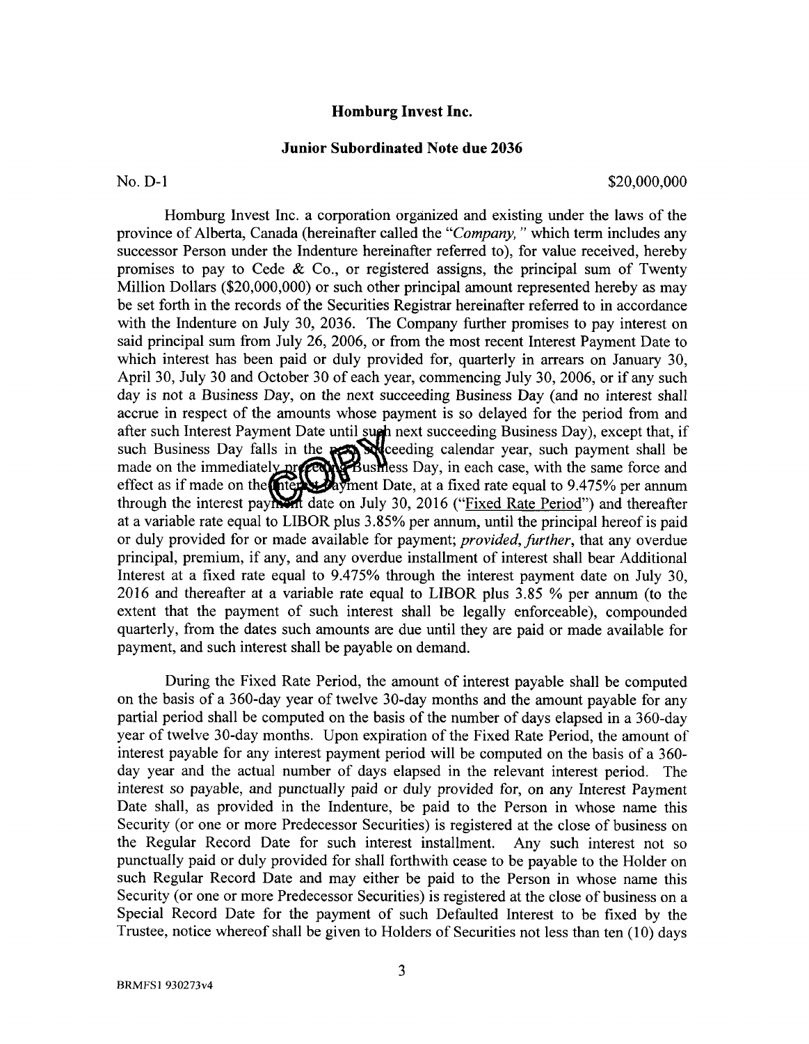**Homburg Invest Inc.**

**Junior Subordinated Note due 2036**

No. D-1 $20,000,000

Homburg Invest Inc. a corporation organized and existing under the laws of the province of Alberta, Canada (hereinafter called the "*Company,*" which term includes any successor Person under the Indenture hereinafter referred to), for value received, hereby promises to pay to Cede & Co., or registered assigns, the principal sum of Twenty Million Dollars ($20,000,000) or such other principal amount represented hereby as may be set forth in the records of the Securities Registrar hereinafter referred to in accordance with the Indenture on July 30, 2036. The Company further promises to pay interest on said principal sum from July 26, 2006, or from the most recent Interest Payment Date to which interest has been paid or duly provided for, quarterly in arrears on January 30, April 30, July 30 and October 30 of each year, commencing July 30, 2006, or if any such day is not a Business Day, on the next succeeding Business Day (and no interest shall accrue in respect of the amounts whose payment is so delayed for the period from and after such Interest Payment Date until such next succeeding Business Day), except that, if such Business Day falls in the next succeeding calendar year, such payment shall be made on the immediately preceding Business Day, in each case, with the same force and effect as if made on the Interest Payment Date, at a fixed rate equal to 9.475% per annum through the interest payment date on July 30, 2016 ("Fixed Rate Period") and thereafter at a variable rate equal to LIBOR plus 3.85% per annum, until the principal hereof is paid or duly provided for or made available for payment; *provided, further*, that any overdue principal, premium, if any, and any overdue installment of interest shall bear Additional Interest at a fixed rate equal to 9.475% through the interest payment date on July 30, 2016 and thereafter at a variable rate equal to LIBOR plus 3.85 % per annum (to the extent that the payment of such interest shall be legally enforceable), compounded quarterly, from the dates such amounts are due until they are paid or made available for payment, and such interest shall be payable on demand.

During the Fixed Rate Period, the amount of interest payable shall be computed on the basis of a 360-day year of twelve 30-day months and the amount payable for any partial period shall be computed on the basis of the number of days elapsed in a 360-day year of twelve 30-day months. Upon expiration of the Fixed Rate Period, the amount of interest payable for any interest payment period will be computed on the basis of a 360-day year and the actual number of days elapsed in the relevant interest period. The interest so payable, and punctually paid or duly provided for, on any Interest Payment Date shall, as provided in the Indenture, be paid to the Person in whose name this Security (or one or more Predecessor Securities) is registered at the close of business on the Regular Record Date for such interest installment. Any such interest not so punctually paid or duly provided for shall forthwith cease to be payable to the Holder on such Regular Record Date and may either be paid to the Person in whose name this Security (or one or more Predecessor Securities) is registered at the close of business on a Special Record Date for the payment of such Defaulted Interest to be fixed by the Trustee, notice whereof shall be given to Holders of Securities not less than ten (10) days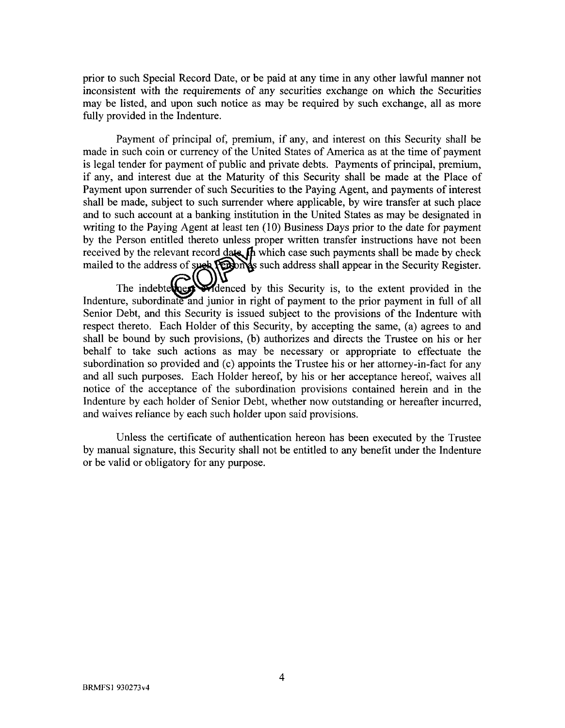prior to such Special Record Date, or be paid at any time in any other lawful manner not inconsistent with the requirements of any securities exchange on which the Securities may be listed, and upon such notice as may be required by such exchange, all as more fully provided in the Indenture.

Payment of principal of, premium, if any, and interest on this Security shall be made in such coin or currency of the United States of America as at the time of payment is legal tender for payment of public and private debts. Payments of principal, premium, if any, and interest due at the Maturity of this Security shall be made at the Place of Payment upon surrender of such Securities to the Paying Agent, and payments of interest shall be made, subject to such surrender where applicable, by wire transfer at such place and to such account at a banking institution in the United States as may be designated in writing to the Paying Agent at least ten (10) Business Days prior to the date for payment by the Person entitled thereto unless proper written transfer instructions have not been received by the relevant record date, in which case such payments shall be made by check mailed to the address of such Person as such address shall appear in the Security Register.

The indebtedness evidenced by this Security is, to the extent provided in the Indenture, subordinate and junior in right of payment to the prior payment in full of all Senior Debt, and this Security is issued subject to the provisions of the Indenture with respect thereto. Each Holder of this Security, by accepting the same, (a) agrees to and shall be bound by such provisions, (b) authorizes and directs the Trustee on his or her behalf to take such actions as may be necessary or appropriate to effectuate the subordination so provided and (c) appoints the Trustee his or her attorney-in-fact for any and all such purposes. Each Holder hereof, by his or her acceptance hereof, waives all notice of the acceptance of the subordination provisions contained herein and in the Indenture by each holder of Senior Debt, whether now outstanding or hereafter incurred, and waives reliance by each such holder upon said provisions.

Unless the certificate of authentication hereon has been executed by the Trustee by manual signature, this Security shall not be entitled to any benefit under the Indenture or be valid or obligatory for any purpose.

BRMFS1 930273v4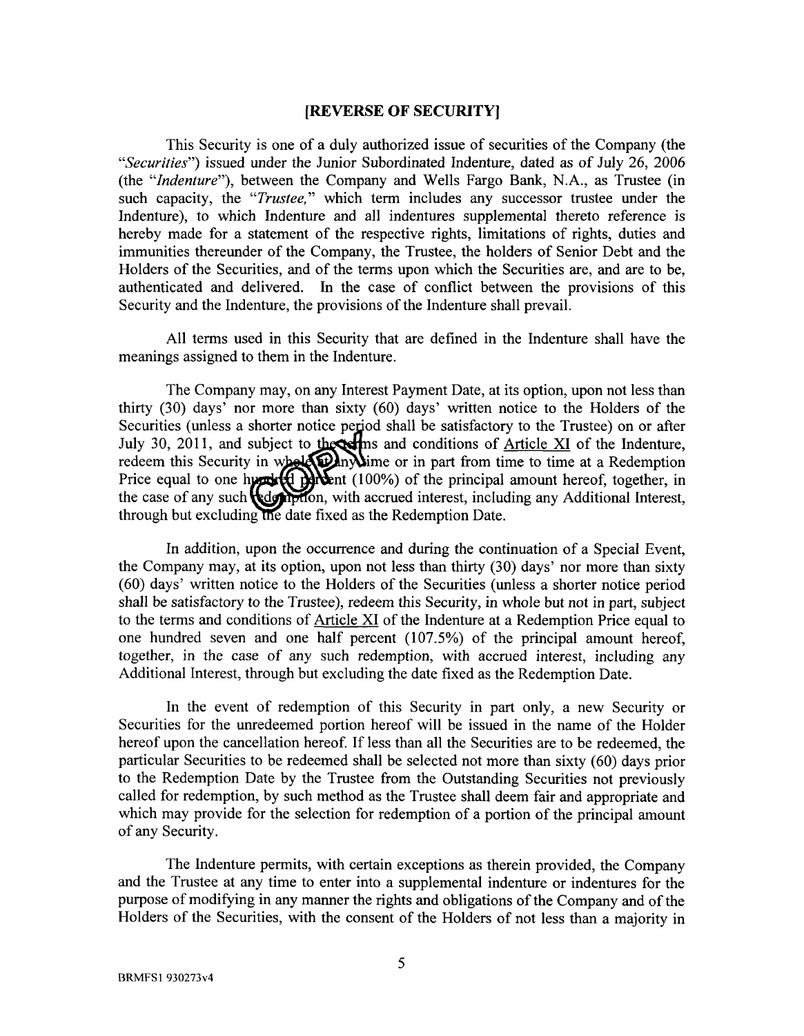**[REVERSE OF SECURITY]**

This Security is one of a duly authorized issue of securities of the Company (the "*Securities*") issued under the Junior Subordinated Indenture, dated as of July 26, 2006 (the "*Indenture*"), between the Company and Wells Fargo Bank, N.A., as Trustee (in such capacity, the "*Trustee,*" which term includes any successor trustee under the Indenture), to which Indenture and all indentures supplemental thereto reference is hereby made for a statement of the respective rights, limitations of rights, duties and immunities thereunder of the Company, the Trustee, the holders of Senior Debt and the Holders of the Securities, and of the terms upon which the Securities are, and are to be, authenticated and delivered. In the case of conflict between the provisions of this Security and the Indenture, the provisions of the Indenture shall prevail.

All terms used in this Security that are defined in the Indenture shall have the meanings assigned to them in the Indenture.

The Company may, on any Interest Payment Date, at its option, upon not less than thirty (30) days' nor more than sixty (60) days' written notice to the Holders of the Securities (unless a shorter notice period shall be satisfactory to the Trustee) on or after July 30, 2011, and subject to the terms and conditions of Article XI of the Indenture, redeem this Security in whole at any time or in part from time to time at a Redemption Price equal to one hundred percent (100%) of the principal amount hereof, together, in the case of any such redemption, with accrued interest, including any Additional Interest, through but excluding the date fixed as the Redemption Date.

In addition, upon the occurrence and during the continuation of a Special Event, the Company may, at its option, upon not less than thirty (30) days' nor more than sixty (60) days' written notice to the Holders of the Securities (unless a shorter notice period shall be satisfactory to the Trustee), redeem this Security, in whole but not in part, subject to the terms and conditions of Article XI of the Indenture at a Redemption Price equal to one hundred seven and one half percent (107.5%) of the principal amount hereof, together, in the case of any such redemption, with accrued interest, including any Additional Interest, through but excluding the date fixed as the Redemption Date.

In the event of redemption of this Security in part only, a new Security or Securities for the unredeemed portion hereof will be issued in the name of the Holder hereof upon the cancellation hereof. If less than all the Securities are to be redeemed, the particular Securities to be redeemed shall be selected not more than sixty (60) days prior to the Redemption Date by the Trustee from the Outstanding Securities not previously called for redemption, by such method as the Trustee shall deem fair and appropriate and which may provide for the selection for redemption of a portion of the principal amount of any Security.

The Indenture permits, with certain exceptions as therein provided, the Company and the Trustee at any time to enter into a supplemental indenture or indentures for the purpose of modifying in any manner the rights and obligations of the Company and of the Holders of the Securities, with the consent of the Holders of not less than a majority in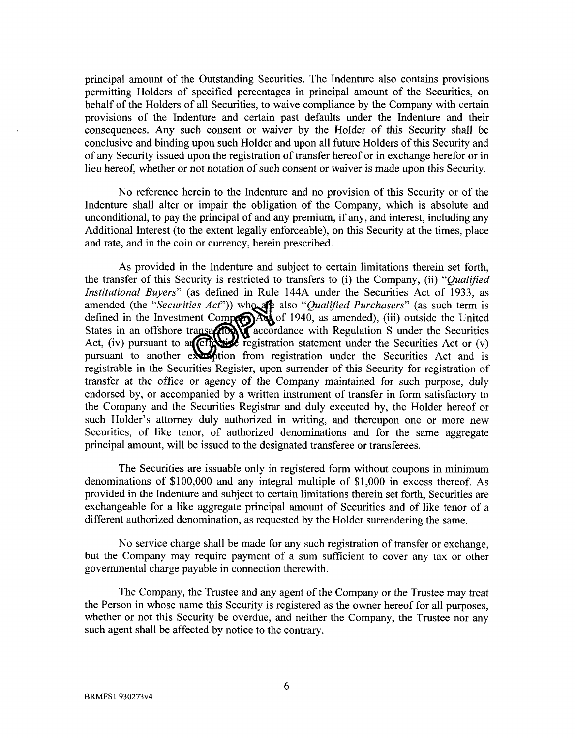principal amount of the Outstanding Securities. The Indenture also contains provisions permitting Holders of specified percentages in principal amount of the Securities, on behalf of the Holders of all Securities, to waive compliance by the Company with certain provisions of the Indenture and certain past defaults under the Indenture and their consequences. Any such consent or waiver by the Holder of this Security shall be conclusive and binding upon such Holder and upon all future Holders of this Security and of any Security issued upon the registration of transfer hereof or in exchange herefor or in lieu hereof, whether or not notation of such consent or waiver is made upon this Security.

No reference herein to the Indenture and no provision of this Security or of the Indenture shall alter or impair the obligation of the Company, which is absolute and unconditional, to pay the principal of and any premium, if any, and interest, including any Additional Interest (to the extent legally enforceable), on this Security at the times, place and rate, and in the coin or currency, herein prescribed.

As provided in the Indenture and subject to certain limitations therein set forth, the transfer of this Security is restricted to transfers to (i) the Company, (ii) "*Qualified Institutional Buyers*" (as defined in Rule 144A under the Securities Act of 1933, as amended (the "*Securities Act*")) who are also "*Qualified Purchasers*" (as such term is defined in the Investment Company Act of 1940, as amended), (iii) outside the United States in an offshore transaction in accordance with Regulation S under the Securities Act, (iv) pursuant to an effective registration statement under the Securities Act or (v) pursuant to another exemption from registration under the Securities Act and is registrable in the Securities Register, upon surrender of this Security for registration of transfer at the office or agency of the Company maintained for such purpose, duly endorsed by, or accompanied by a written instrument of transfer in form satisfactory to the Company and the Securities Registrar and duly executed by, the Holder hereof or such Holder's attorney duly authorized in writing, and thereupon one or more new Securities, of like tenor, of authorized denominations and for the same aggregate principal amount, will be issued to the designated transferee or transferees.

The Securities are issuable only in registered form without coupons in minimum denominations of $100,000 and any integral multiple of $1,000 in excess thereof. As provided in the Indenture and subject to certain limitations therein set forth, Securities are exchangeable for a like aggregate principal amount of Securities and of like tenor of a different authorized denomination, as requested by the Holder surrendering the same.

No service charge shall be made for any such registration of transfer or exchange, but the Company may require payment of a sum sufficient to cover any tax or other governmental charge payable in connection therewith.

The Company, the Trustee and any agent of the Company or the Trustee may treat the Person in whose name this Security is registered as the owner hereof for all purposes, whether or not this Security be overdue, and neither the Company, the Trustee nor any such agent shall be affected by notice to the contrary.

BRMFS1 930273v4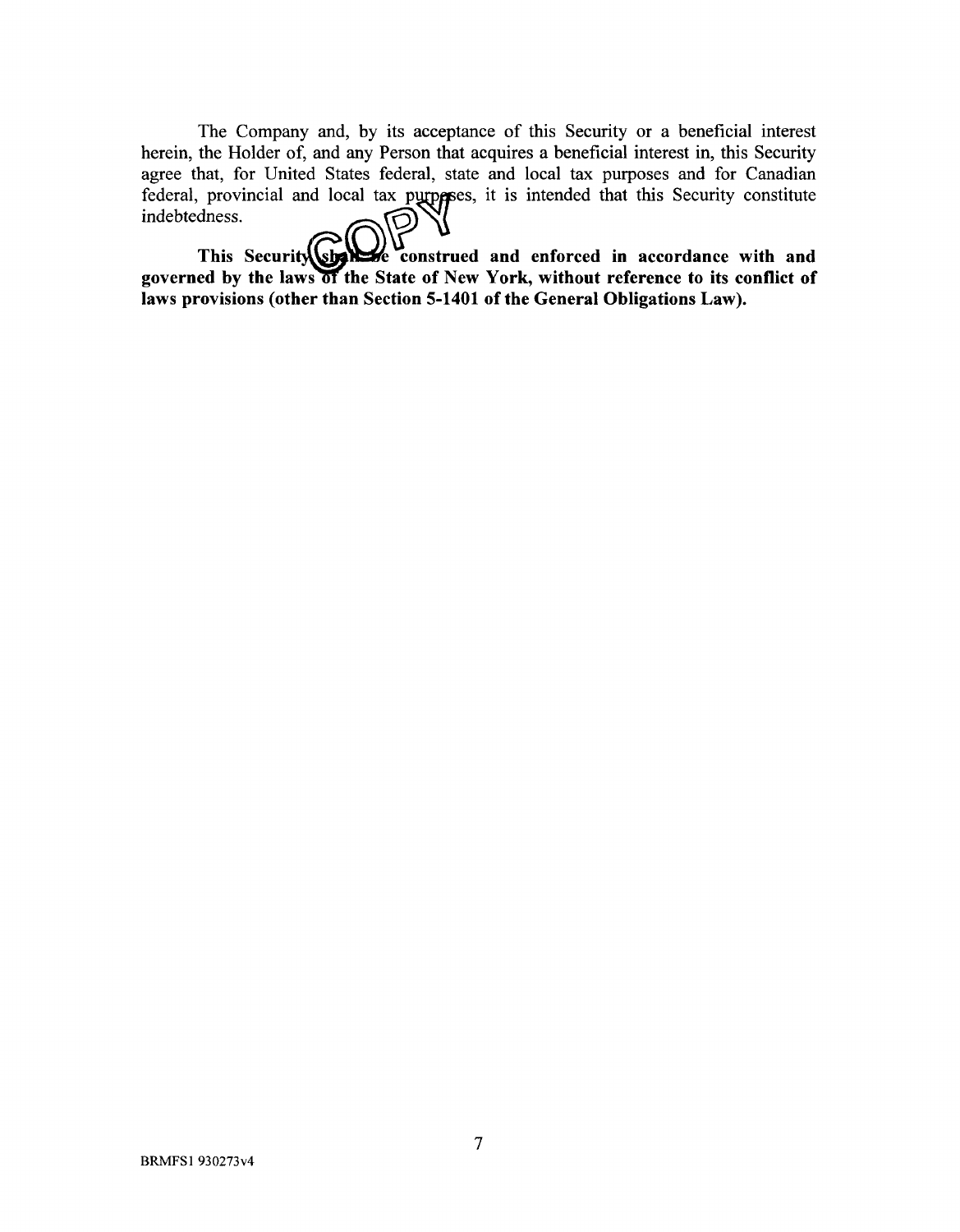The Company and, by its acceptance of this Security or a beneficial interest herein, the Holder of, and any Person that acquires a beneficial interest in, this Security agree that, for United States federal, state and local tax purposes and for Canadian federal, provincial and local tax purposes, it is intended that this Security constitute indebtedness.

**This Security shall be construed and enforced in accordance with and governed by the laws of the State of New York, without reference to its conflict of laws provisions (other than Section 5-1401 of the General Obligations Law).**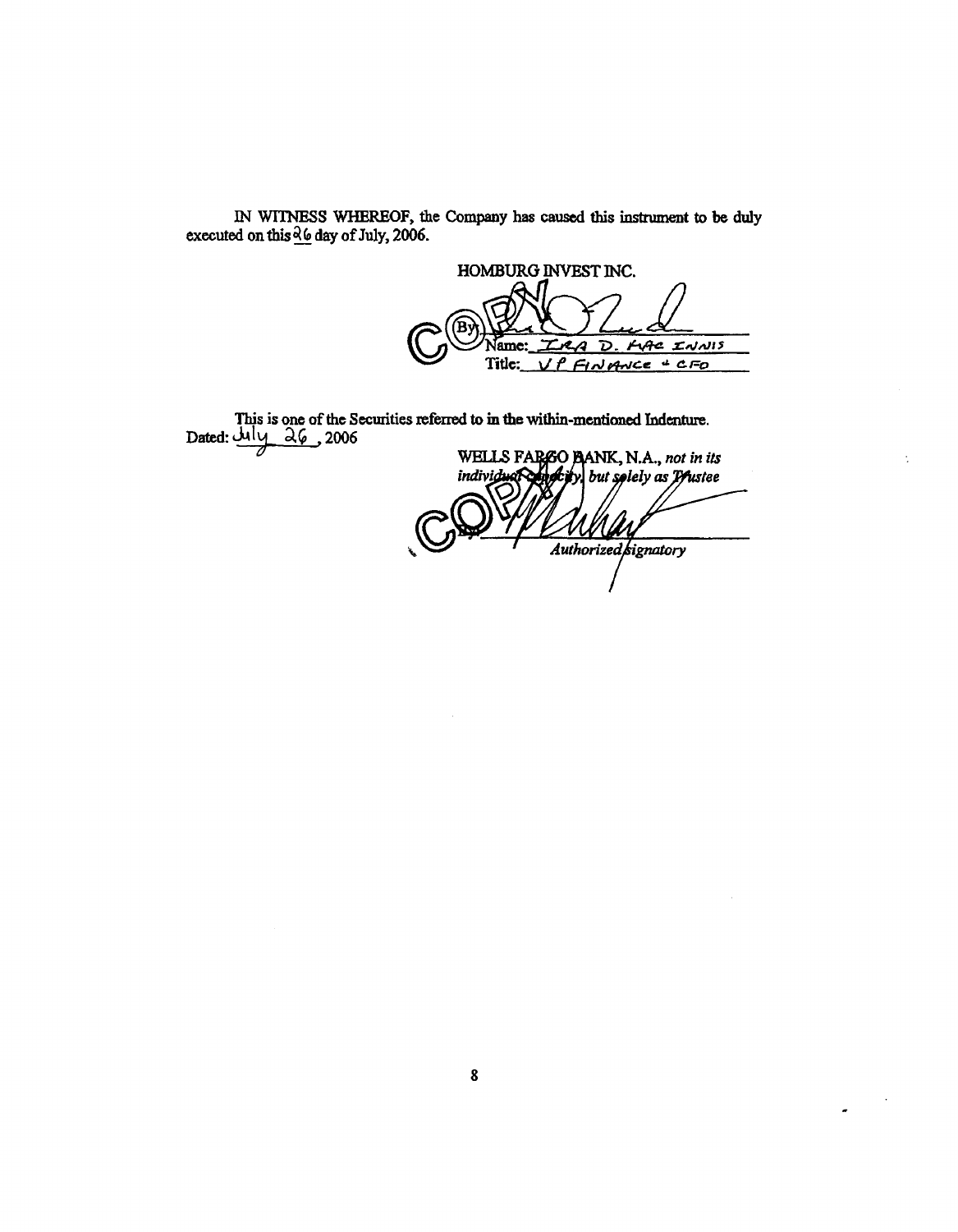IN WITNESS WHEREOF, the Company has caused this instrument to be duly executed on this 26 day of July, 2006.

HOMBURG INVEST INC.

By: \_\_\_\_\_\_\_\_\_\_\_\_\_\_\_\_\_\_\_\_
Name: IRA D. MAC INNIS
Title: VP FINANCE & CFO

This is one of the Securities referred to in the within-mentioned Indenture.

Dated: July 26, 2006

WELLS FARGO BANK, N.A., *not in its individual capacity, but solely as Trustee*

By: \_\_\_\_\_\_\_\_\_\_\_\_\_\_\_\_\_\_\_\_
*Authorized Signatory*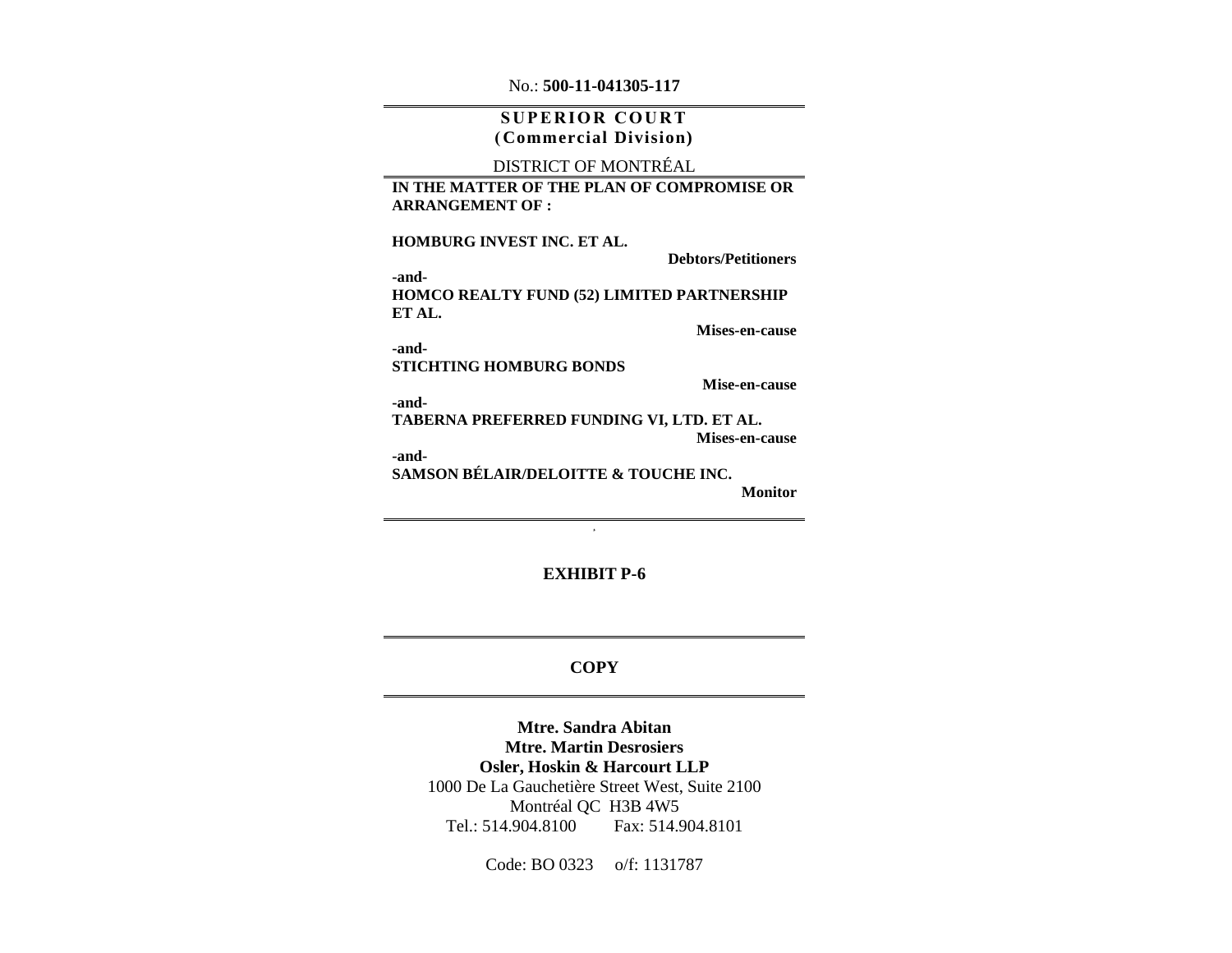No.: **500-11-041305-117**

**SUPERIOR COURT**
**(Commercial Division)**

DISTRICT OF MONTRÉAL

**IN THE MATTER OF THE PLAN OF COMPROMISE OR ARRANGEMENT OF :**

**HOMBURG INVEST INC. ET AL.**

**Debtors/Petitioners**

**-and-**

**HOMCO REALTY FUND (52) LIMITED PARTNERSHIP ET AL.**

**Mises-en-cause**

**-and-**

**STICHTING HOMBURG BONDS**

**Mise-en-cause**

**-and-**

**TABERNA PREFERRED FUNDING VI, LTD. ET AL.**

**Mises-en-cause**

**-and-**

**SAMSON BÉLAIR/DELOITTE & TOUCHE INC.**

**Monitor**

---

**EXHIBIT P-6**

---

**COPY**

---

**Mtre. Sandra Abitan**
**Mtre. Martin Desrosiers**
**Osler, Hoskin & Harcourt LLP**
1000 De La Gauchetière Street West, Suite 2100
Montréal QC H3B 4W5
Tel.: 514.904.8100 Fax: 514.904.8101

Code: BO 0323 o/f: 1131787